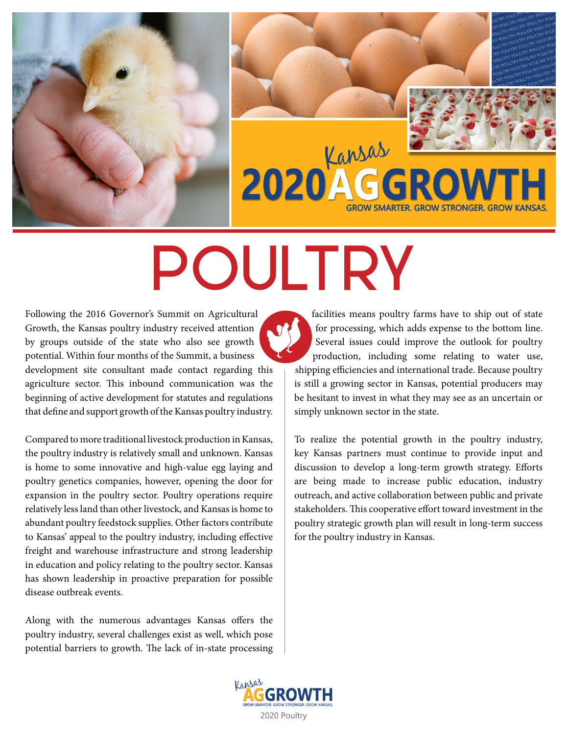Kansas 2020 AG GROWTH

GROW SMARTER. GROW STRONGER. GROW KANSAS.

# POULTRY

Following the 2016 Governor's Summit on Agricultural Growth, the Kansas poultry industry received attention by groups outside of the state who also see growth potential. Within four months of the Summit, a business development site consultant made contact regarding this agriculture sector. This inbound communication was the beginning of active development for statutes and regulations that define and support growth of the Kansas poultry industry.

Compared to more traditional livestock production in Kansas, the poultry industry is relatively small and unknown. Kansas is home to some innovative and high-value egg laying and poultry genetics companies, however, opening the door for expansion in the poultry sector. Poultry operations require relatively less land than other livestock, and Kansas is home to abundant poultry feedstock supplies. Other factors contribute to Kansas' appeal to the poultry industry, including effective freight and warehouse infrastructure and strong leadership in education and policy relating to the poultry sector. Kansas has shown leadership in proactive preparation for possible disease outbreak events.

Along with the numerous advantages Kansas offers the poultry industry, several challenges exist as well, which pose potential barriers to growth. The lack of in-state processing facilities means poultry farms have to ship out of state for processing, which adds expense to the bottom line. Several issues could improve the outlook for poultry production, including some relating to water use, shipping efficiencies and international trade. Because poultry is still a growing sector in Kansas, potential producers may be hesitant to invest in what they may see as an uncertain or simply unknown sector in the state.

To realize the potential growth in the poultry industry, key Kansas partners must continue to provide input and discussion to develop a long-term growth strategy. Efforts are being made to increase public education, industry outreach, and active collaboration between public and private stakeholders. This cooperative effort toward investment in the poultry strategic growth plan will result in long-term success for the poultry industry in Kansas.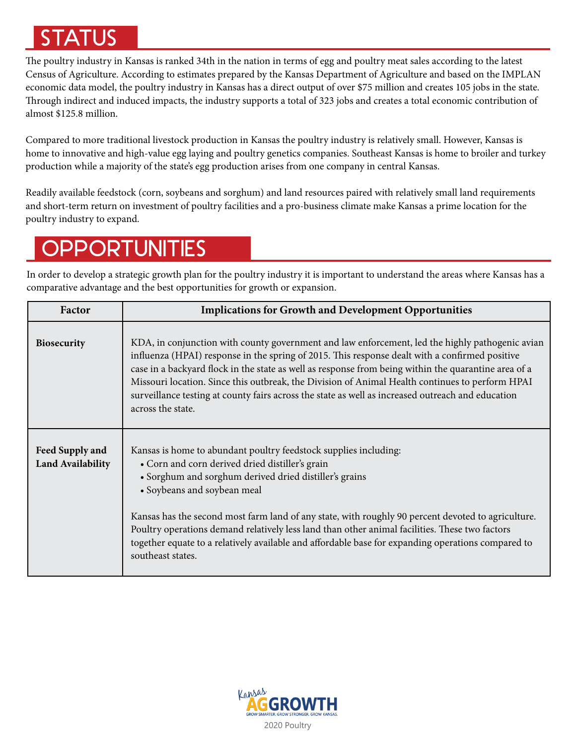# STATUS

The poultry industry in Kansas is ranked 34th in the nation in terms of egg and poultry meat sales according to the latest Census of Agriculture. According to estimates prepared by the Kansas Department of Agriculture and based on the IMPLAN economic data model, the poultry industry in Kansas has a direct output of over $75 million and creates 105 jobs in the state. Through indirect and induced impacts, the industry supports a total of 323 jobs and creates a total economic contribution of almost $125.8 million.

Compared to more traditional livestock production in Kansas the poultry industry is relatively small. However, Kansas is home to innovative and high-value egg laying and poultry genetics companies. Southeast Kansas is home to broiler and turkey production while a majority of the state's egg production arises from one company in central Kansas.

Readily available feedstock (corn, soybeans and sorghum) and land resources paired with relatively small land requirements and short-term return on investment of poultry facilities and a pro-business climate make Kansas a prime location for the poultry industry to expand.

# OPPORTUNITIES

In order to develop a strategic growth plan for the poultry industry it is important to understand the areas where Kansas has a comparative advantage and the best opportunities for growth or expansion.

| Factor | Implications for Growth and Development Opportunities |
|---|---|
| **Biosecurity** | KDA, in conjunction with county government and law enforcement, led the highly pathogenic avian influenza (HPAI) response in the spring of 2015. This response dealt with a confirmed positive case in a backyard flock in the state as well as response from being within the quarantine area of a Missouri location. Since this outbreak, the Division of Animal Health continues to perform HPAI surveillance testing at county fairs across the state as well as increased outreach and education across the state. |
| **Feed Supply and Land Availability** | Kansas is home to abundant poultry feedstock supplies including:<br>• Corn and corn derived dried distiller's grain<br>• Sorghum and sorghum derived dried distiller's grains<br>• Soybeans and soybean meal<br><br>Kansas has the second most farm land of any state, with roughly 90 percent devoted to agriculture. Poultry operations demand relatively less land than other animal facilities. These two factors together equate to a relatively available and affordable base for expanding operations compared to southeast states. |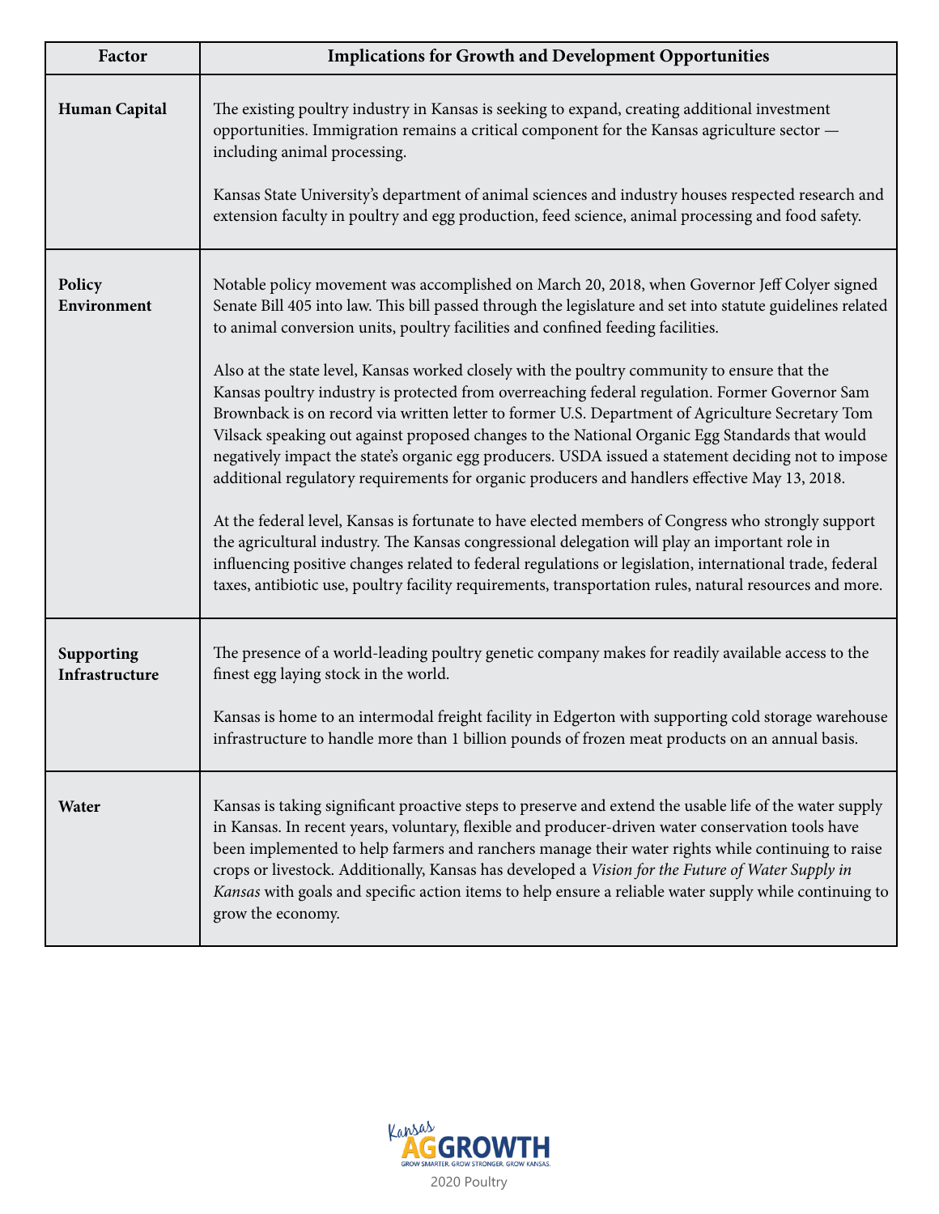| Factor | Implications for Growth and Development Opportunities |
|---|---|
| **Human Capital** | The existing poultry industry in Kansas is seeking to expand, creating additional investment opportunities. Immigration remains a critical component for the Kansas agriculture sector — including animal processing.<br><br>Kansas State University's department of animal sciences and industry houses respected research and extension faculty in poultry and egg production, feed science, animal processing and food safety. |
| **Policy Environment** | Notable policy movement was accomplished on March 20, 2018, when Governor Jeff Colyer signed Senate Bill 405 into law. This bill passed through the legislature and set into statute guidelines related to animal conversion units, poultry facilities and confined feeding facilities.<br><br>Also at the state level, Kansas worked closely with the poultry community to ensure that the Kansas poultry industry is protected from overreaching federal regulation. Former Governor Sam Brownback is on record via written letter to former U.S. Department of Agriculture Secretary Tom Vilsack speaking out against proposed changes to the National Organic Egg Standards that would negatively impact the state's organic egg producers. USDA issued a statement deciding not to impose additional regulatory requirements for organic producers and handlers effective May 13, 2018.<br><br>At the federal level, Kansas is fortunate to have elected members of Congress who strongly support the agricultural industry. The Kansas congressional delegation will play an important role in influencing positive changes related to federal regulations or legislation, international trade, federal taxes, antibiotic use, poultry facility requirements, transportation rules, natural resources and more. |
| **Supporting Infrastructure** | The presence of a world-leading poultry genetic company makes for readily available access to the finest egg laying stock in the world.<br><br>Kansas is home to an intermodal freight facility in Edgerton with supporting cold storage warehouse infrastructure to handle more than 1 billion pounds of frozen meat products on an annual basis. |
| **Water** | Kansas is taking significant proactive steps to preserve and extend the usable life of the water supply in Kansas. In recent years, voluntary, flexible and producer-driven water conservation tools have been implemented to help farmers and ranchers manage their water rights while continuing to raise crops or livestock. Additionally, Kansas has developed a *Vision for the Future of Water Supply in Kansas* with goals and specific action items to help ensure a reliable water supply while continuing to grow the economy. |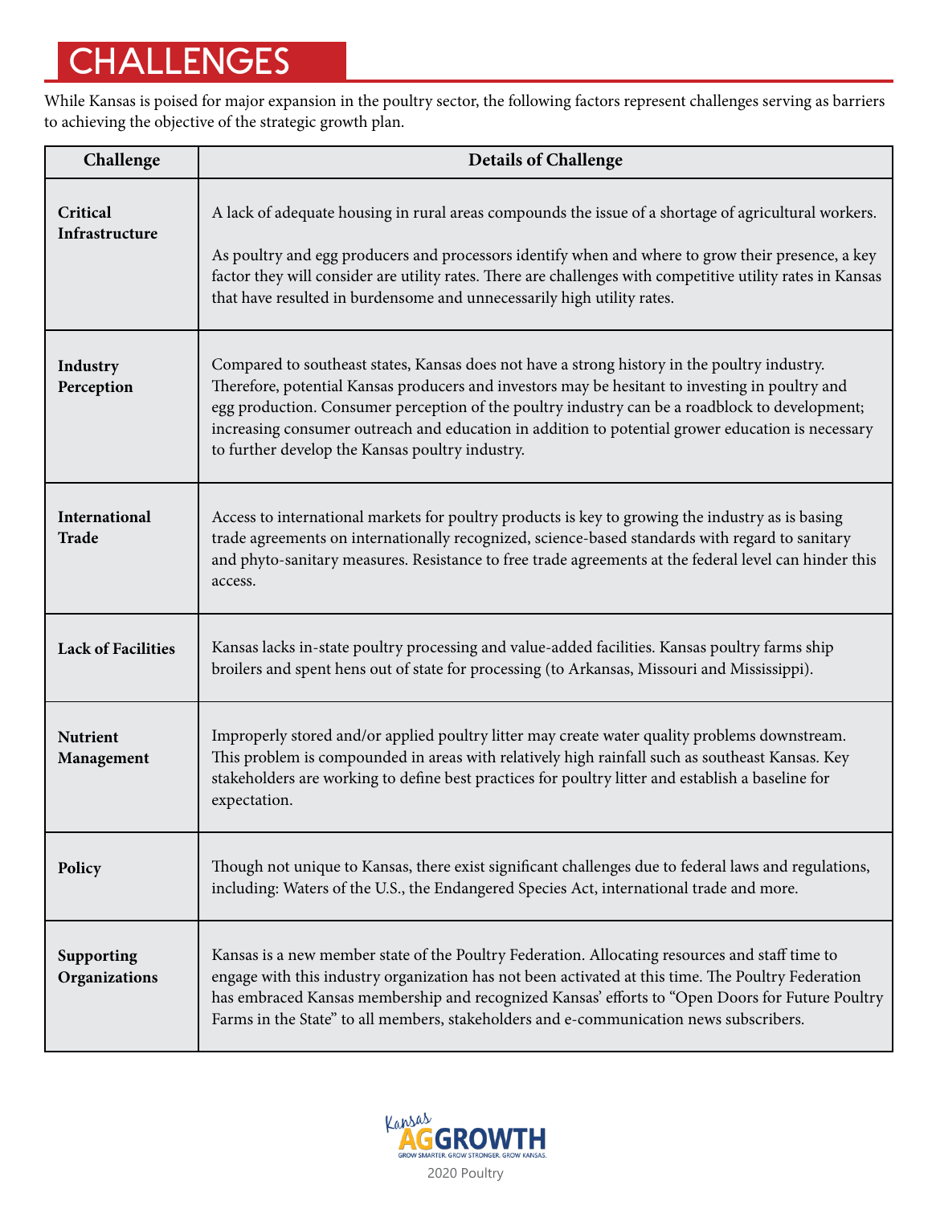# CHALLENGES

While Kansas is poised for major expansion in the poultry sector, the following factors represent challenges serving as barriers to achieving the objective of the strategic growth plan.

| Challenge | Details of Challenge |
|---|---|
| **Critical Infrastructure** | A lack of adequate housing in rural areas compounds the issue of a shortage of agricultural workers.<br><br>As poultry and egg producers and processors identify when and where to grow their presence, a key factor they will consider are utility rates. There are challenges with competitive utility rates in Kansas that have resulted in burdensome and unnecessarily high utility rates. |
| **Industry Perception** | Compared to southeast states, Kansas does not have a strong history in the poultry industry. Therefore, potential Kansas producers and investors may be hesitant to investing in poultry and egg production. Consumer perception of the poultry industry can be a roadblock to development; increasing consumer outreach and education in addition to potential grower education is necessary to further develop the Kansas poultry industry. |
| **International Trade** | Access to international markets for poultry products is key to growing the industry as is basing trade agreements on internationally recognized, science-based standards with regard to sanitary and phyto-sanitary measures. Resistance to free trade agreements at the federal level can hinder this access. |
| **Lack of Facilities** | Kansas lacks in-state poultry processing and value-added facilities. Kansas poultry farms ship broilers and spent hens out of state for processing (to Arkansas, Missouri and Mississippi). |
| **Nutrient Management** | Improperly stored and/or applied poultry litter may create water quality problems downstream. This problem is compounded in areas with relatively high rainfall such as southeast Kansas. Key stakeholders are working to define best practices for poultry litter and establish a baseline for expectation. |
| **Policy** | Though not unique to Kansas, there exist significant challenges due to federal laws and regulations, including: Waters of the U.S., the Endangered Species Act, international trade and more. |
| **Supporting Organizations** | Kansas is a new member state of the Poultry Federation. Allocating resources and staff time to engage with this industry organization has not been activated at this time. The Poultry Federation has embraced Kansas membership and recognized Kansas' efforts to "Open Doors for Future Poultry Farms in the State" to all members, stakeholders and e-communication news subscribers. |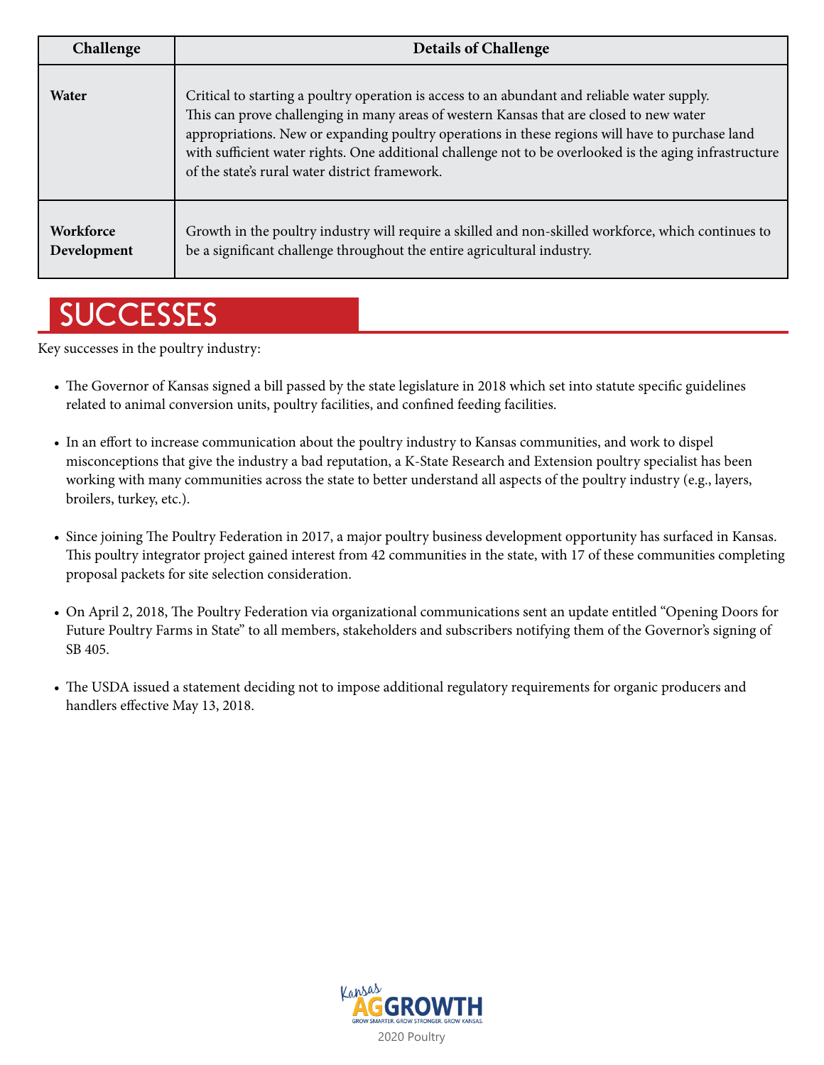| Challenge | Details of Challenge |
|---|---|
| **Water** | Critical to starting a poultry operation is access to an abundant and reliable water supply. This can prove challenging in many areas of western Kansas that are closed to new water appropriations. New or expanding poultry operations in these regions will have to purchase land with sufficient water rights. One additional challenge not to be overlooked is the aging infrastructure of the state's rural water district framework. |
| **Workforce Development** | Growth in the poultry industry will require a skilled and non-skilled workforce, which continues to be a significant challenge throughout the entire agricultural industry. |

## SUCCESSES

Key successes in the poultry industry:

- The Governor of Kansas signed a bill passed by the state legislature in 2018 which set into statute specific guidelines related to animal conversion units, poultry facilities, and confined feeding facilities.
- In an effort to increase communication about the poultry industry to Kansas communities, and work to dispel misconceptions that give the industry a bad reputation, a K-State Research and Extension poultry specialist has been working with many communities across the state to better understand all aspects of the poultry industry (e.g., layers, broilers, turkey, etc.).
- Since joining The Poultry Federation in 2017, a major poultry business development opportunity has surfaced in Kansas. This poultry integrator project gained interest from 42 communities in the state, with 17 of these communities completing proposal packets for site selection consideration.
- On April 2, 2018, The Poultry Federation via organizational communications sent an update entitled "Opening Doors for Future Poultry Farms in State" to all members, stakeholders and subscribers notifying them of the Governor's signing of SB 405.
- The USDA issued a statement deciding not to impose additional regulatory requirements for organic producers and handlers effective May 13, 2018.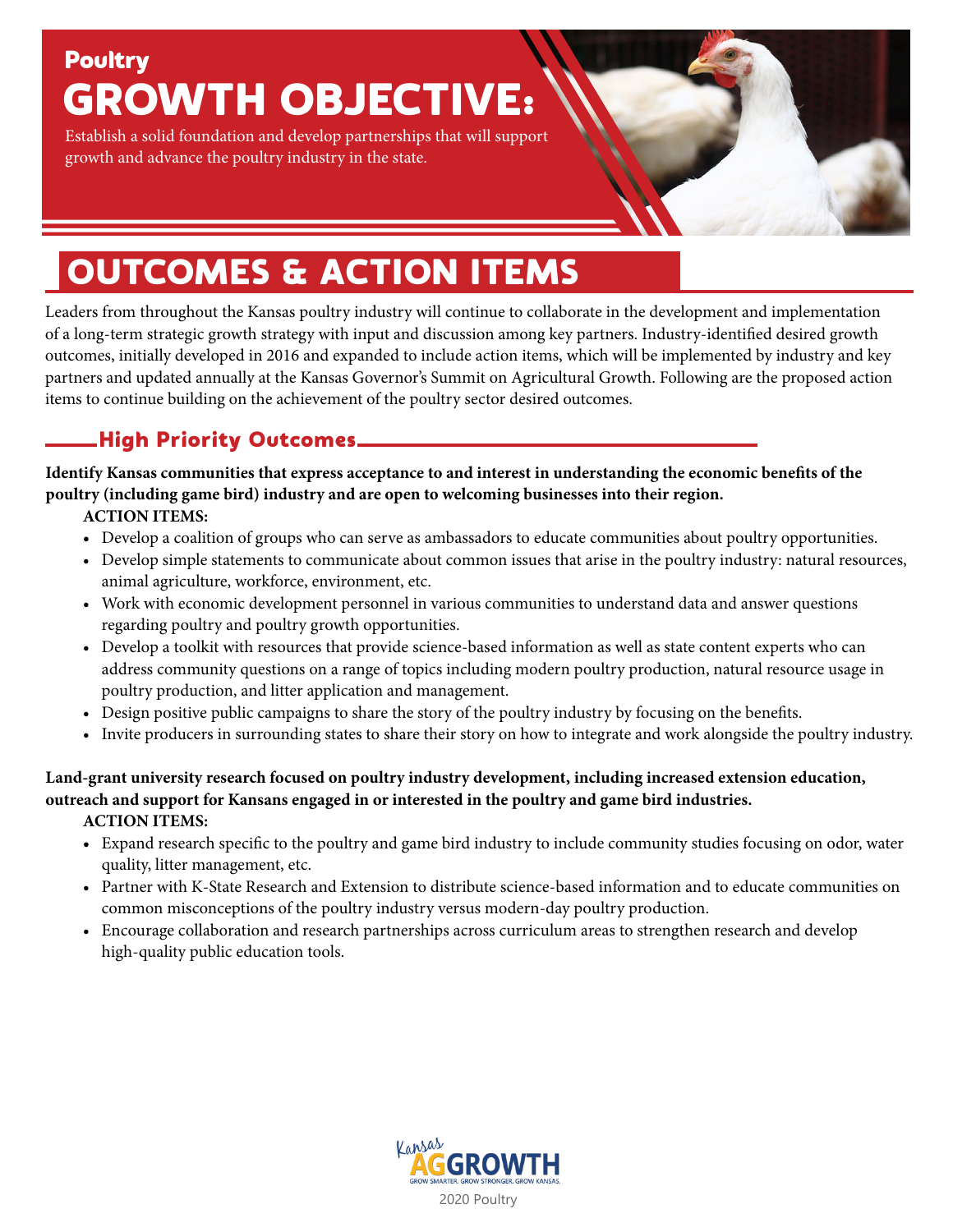# Poultry GROWTH OBJECTIVE:

Establish a solid foundation and develop partnerships that will support growth and advance the poultry industry in the state.

## OUTCOMES & ACTION ITEMS

Leaders from throughout the Kansas poultry industry will continue to collaborate in the development and implementation of a long-term strategic growth strategy with input and discussion among key partners. Industry-identified desired growth outcomes, initially developed in 2016 and expanded to include action items, which will be implemented by industry and key partners and updated annually at the Kansas Governor's Summit on Agricultural Growth. Following are the proposed action items to continue building on the achievement of the poultry sector desired outcomes.

### High Priority Outcomes

**Identify Kansas communities that express acceptance to and interest in understanding the economic benefits of the poultry (including game bird) industry and are open to welcoming businesses into their region.**

**ACTION ITEMS:**

- Develop a coalition of groups who can serve as ambassadors to educate communities about poultry opportunities.
- Develop simple statements to communicate about common issues that arise in the poultry industry: natural resources, animal agriculture, workforce, environment, etc.
- Work with economic development personnel in various communities to understand data and answer questions regarding poultry and poultry growth opportunities.
- Develop a toolkit with resources that provide science-based information as well as state content experts who can address community questions on a range of topics including modern poultry production, natural resource usage in poultry production, and litter application and management.
- Design positive public campaigns to share the story of the poultry industry by focusing on the benefits.
- Invite producers in surrounding states to share their story on how to integrate and work alongside the poultry industry.

**Land-grant university research focused on poultry industry development, including increased extension education, outreach and support for Kansans engaged in or interested in the poultry and game bird industries.**

**ACTION ITEMS:**

- Expand research specific to the poultry and game bird industry to include community studies focusing on odor, water quality, litter management, etc.
- Partner with K-State Research and Extension to distribute science-based information and to educate communities on common misconceptions of the poultry industry versus modern-day poultry production.
- Encourage collaboration and research partnerships across curriculum areas to strengthen research and develop high-quality public education tools.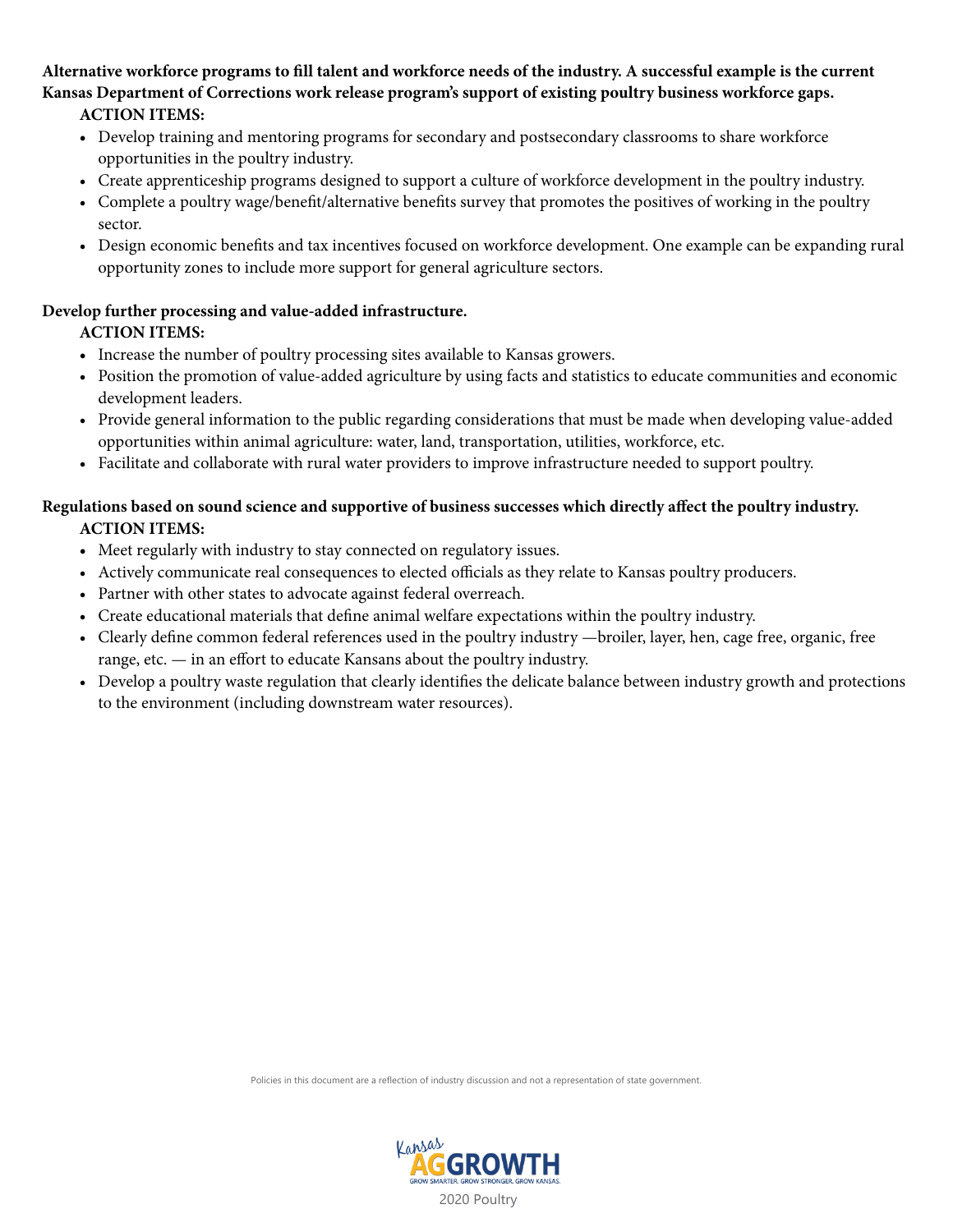**Alternative workforce programs to fill talent and workforce needs of the industry. A successful example is the current Kansas Department of Corrections work release program's support of existing poultry business workforce gaps.**

**ACTION ITEMS:**

- Develop training and mentoring programs for secondary and postsecondary classrooms to share workforce opportunities in the poultry industry.
- Create apprenticeship programs designed to support a culture of workforce development in the poultry industry.
- Complete a poultry wage/benefit/alternative benefits survey that promotes the positives of working in the poultry sector.
- Design economic benefits and tax incentives focused on workforce development. One example can be expanding rural opportunity zones to include more support for general agriculture sectors.

**Develop further processing and value-added infrastructure.**

**ACTION ITEMS:**

- Increase the number of poultry processing sites available to Kansas growers.
- Position the promotion of value-added agriculture by using facts and statistics to educate communities and economic development leaders.
- Provide general information to the public regarding considerations that must be made when developing value-added opportunities within animal agriculture: water, land, transportation, utilities, workforce, etc.
- Facilitate and collaborate with rural water providers to improve infrastructure needed to support poultry.

**Regulations based on sound science and supportive of business successes which directly affect the poultry industry.**

**ACTION ITEMS:**

- Meet regularly with industry to stay connected on regulatory issues.
- Actively communicate real consequences to elected officials as they relate to Kansas poultry producers.
- Partner with other states to advocate against federal overreach.
- Create educational materials that define animal welfare expectations within the poultry industry.
- Clearly define common federal references used in the poultry industry —broiler, layer, hen, cage free, organic, free range, etc. — in an effort to educate Kansans about the poultry industry.
- Develop a poultry waste regulation that clearly identifies the delicate balance between industry growth and protections to the environment (including downstream water resources).

Policies in this document are a reflection of industry discussion and not a representation of state government.

Kansas AGGROWTH
GROW SMARTER. GROW STRONGER. GROW KANSAS.
2020 Poultry